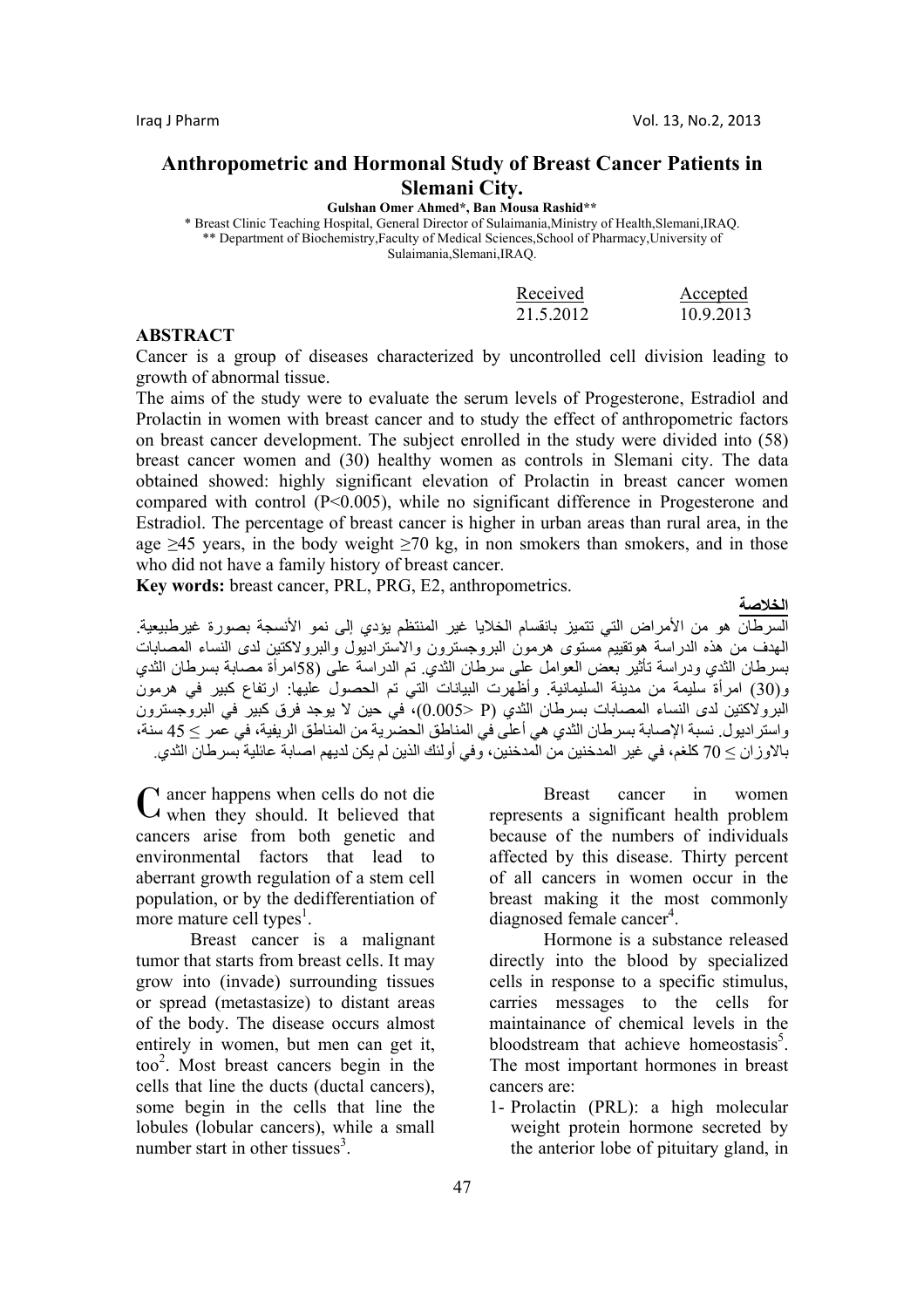# Anthropometric and Hormonal Study of Breast Cancer Patients in Slemani City.

**Gulshan Omer Ahmed*, Ban Mousa Rashid****

\* Breast Clinic Teaching Hospital, General Director of Sulaimania,Ministry of Health,Slemani,IRAQ.
\*\* Department of Biochemistry,Faculty of Medical Sciences,School of Pharmacy,University of Sulaimania,Slemani,IRAQ.

| Received | Accepted |
|---|---|
| 21.5.2012 | 10.9.2013 |

## ABSTRACT

Cancer is a group of diseases characterized by uncontrolled cell division leading to growth of abnormal tissue.

The aims of the study were to evaluate the serum levels of Progesterone, Estradiol and Prolactin in women with breast cancer and to study the effect of anthropometric factors on breast cancer development. The subject enrolled in the study were divided into (58) breast cancer women and (30) healthy women as controls in Slemani city. The data obtained showed: highly significant elevation of Prolactin in breast cancer women compared with control ($P<0.005$), while no significant difference in Progesterone and Estradiol. The percentage of breast cancer is higher in urban areas than rural area, in the age $\geq 45$ years, in the body weight $\geq 70$ kg, in non smokers than smokers, and in those who did not have a family history of breast cancer.

**Key words:** breast cancer, PRL, PRG, E2, anthropometrics.

**الخلاصة**

السرطان هو من الأمراض التي تتميز بانقسام الخلايا غير المنتظم يؤدي إلى نمو الأنسجة بصورة غيرطبيعية. الهدف من هذه الدراسة هوتقييم مستوى هرمون البروجسترون والاستراديول والبرولاكتين لدى النساء المصابات بسرطان الثدي ودراسة تأثير بعض العوامل على سرطان الثدي. تم الدراسة على (58امرأة مصابة بسرطان الثدي و(30) امرأة سليمة من مدينة السليمانية. وأظهرت البيانات التي تم الحصول عليها: ارتفاع كبير في هرمون البرولاكتين لدى النساء المصابات بسرطان الثدي (P <0.005)، في حين لا يوجد فرق كبير في البروجسترون واستراديول. نسبة الإصابة بسرطان الثدي هي أعلى في المناطق الحضرية من المناطق الريفية، في عمر ≤ 45 سنة، بالاوزان ≤ 70 كلغم، في غير المدخنين من المدخنين، وفي أولئك الذين لم يكن لديهم اصابة عائلية بسرطان الثدي.

Cancer happens when cells do not die when they should. It believed that cancers arise from both genetic and environmental factors that lead to aberrant growth regulation of a stem cell population, or by the dedifferentiation of more mature cell types[1].

Breast cancer is a malignant tumor that starts from breast cells. It may grow into (invade) surrounding tissues or spread (metastasize) to distant areas of the body. The disease occurs almost entirely in women, but men can get it, too[2]. Most breast cancers begin in the cells that line the ducts (ductal cancers), some begin in the cells that line the lobules (lobular cancers), while a small number start in other tissues[3].

Breast cancer in women represents a significant health problem because of the numbers of individuals affected by this disease. Thirty percent of all cancers in women occur in the breast making it the most commonly diagnosed female cancer[4].

Hormone is a substance released directly into the blood by specialized cells in response to a specific stimulus, carries messages to the cells for maintainance of chemical levels in the bloodstream that achieve homeostasis[5]. The most important hormones in breast cancers are:

1- Prolactin (PRL): a high molecular weight protein hormone secreted by the anterior lobe of pituitary gland, in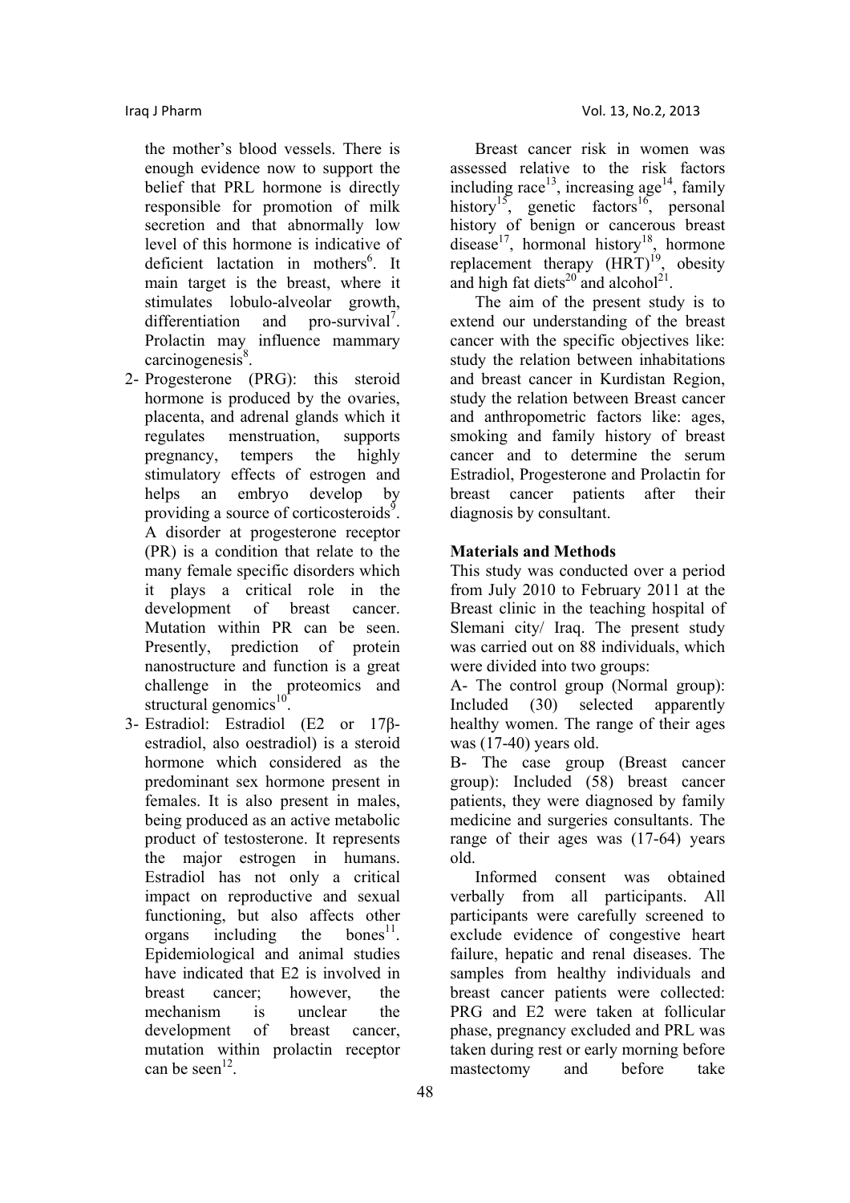the mother's blood vessels. There is enough evidence now to support the belief that PRL hormone is directly responsible for promotion of milk secretion and that abnormally low level of this hormone is indicative of deficient lactation in mothers[6]. It main target is the breast, where it stimulates lobulo-alveolar growth, differentiation and pro-survival[7]. Prolactin may influence mammary carcinogenesis[8].

2- Progesterone (PRG): this steroid hormone is produced by the ovaries, placenta, and adrenal glands which it regulates menstruation, supports pregnancy, tempers the highly stimulatory effects of estrogen and helps an embryo develop by providing a source of corticosteroids[9]. A disorder at progesterone receptor (PR) is a condition that relate to the many female specific disorders which it plays a critical role in the development of breast cancer. Mutation within PR can be seen. Presently, prediction of protein nanostructure and function is a great challenge in the proteomics and structural genomics[10].

3- Estradiol: Estradiol (E2 or 17β-estradiol, also oestradiol) is a steroid hormone which considered as the predominant sex hormone present in females. It is also present in males, being produced as an active metabolic product of testosterone. It represents the major estrogen in humans. Estradiol has not only a critical impact on reproductive and sexual functioning, but also affects other organs including the bones[11]. Epidemiological and animal studies have indicated that E2 is involved in breast cancer; however, the mechanism is unclear the development of breast cancer, mutation within prolactin receptor can be seen[12].

Breast cancer risk in women was assessed relative to the risk factors including race[13], increasing age[14], family history[15], genetic factors[16], personal history of benign or cancerous breast disease[17], hormonal history[18], hormone replacement therapy (HRT)[19], obesity and high fat diets[20] and alcohol[21].

The aim of the present study is to extend our understanding of the breast cancer with the specific objectives like: study the relation between inhabitations and breast cancer in Kurdistan Region, study the relation between Breast cancer and anthropometric factors like: ages, smoking and family history of breast cancer and to determine the serum Estradiol, Progesterone and Prolactin for breast cancer patients after their diagnosis by consultant.

## Materials and Methods

This study was conducted over a period from July 2010 to February 2011 at the Breast clinic in the teaching hospital of Slemani city/ Iraq. The present study was carried out on 88 individuals, which were divided into two groups:

A- The control group (Normal group): Included (30) selected apparently healthy women. The range of their ages was (17-40) years old.

B- The case group (Breast cancer group): Included (58) breast cancer patients, they were diagnosed by family medicine and surgeries consultants. The range of their ages was (17-64) years old.

Informed consent was obtained verbally from all participants. All participants were carefully screened to exclude evidence of congestive heart failure, hepatic and renal diseases. The samples from healthy individuals and breast cancer patients were collected: PRG and E2 were taken at follicular phase, pregnancy excluded and PRL was taken during rest or early morning before mastectomy and before take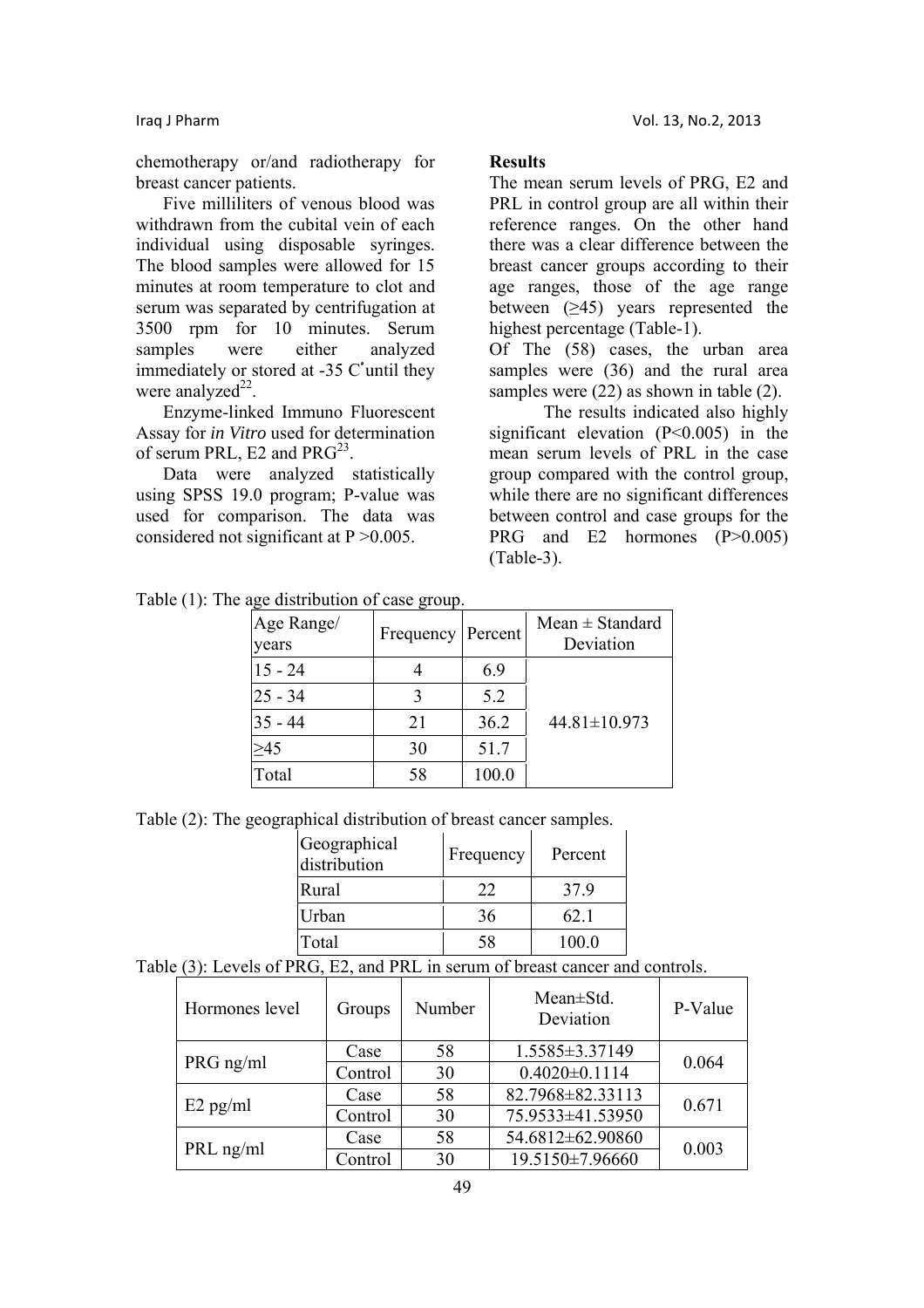chemotherapy or/and radiotherapy for breast cancer patients.

Five milliliters of venous blood was withdrawn from the cubital vein of each individual using disposable syringes. The blood samples were allowed for 15 minutes at room temperature to clot and serum was separated by centrifugation at 3500 rpm for 10 minutes. Serum samples were either analyzed immediately or stored at -35 C°until they were analyzed[22].

Enzyme-linked Immuno Fluorescent Assay for *in Vitro* used for determination of serum PRL, E2 and PRG[23].

Data were analyzed statistically using SPSS 19.0 program; P-value was used for comparison. The data was considered not significant at $P > 0.005$.

**Results**

The mean serum levels of PRG, E2 and PRL in control group are all within their reference ranges. On the other hand there was a clear difference between the breast cancer groups according to their age ranges, those of the age range between (≥45) years represented the highest percentage (Table-1).

Of The (58) cases, the urban area samples were (36) and the rural area samples were (22) as shown in table (2).

The results indicated also highly significant elevation ($P<0.005$) in the mean serum levels of PRL in the case group compared with the control group, while there are no significant differences between control and case groups for the PRG and E2 hormones ($P>0.005$) (Table-3).

Table (1): The age distribution of case group.

| Age Range/ years | Frequency | Percent | Mean ± Standard Deviation |
|---|---|---|---|
| 15 - 24 | 4 | 6.9 | 44.81±10.973 |
| 25 - 34 | 3 | 5.2 | |
| 35 - 44 | 21 | 36.2 | |
| ≥45 | 30 | 51.7 | |
| Total | 58 | 100.0 | |

Table (2): The geographical distribution of breast cancer samples.

| Geographical distribution | Frequency | Percent |
|---|---|---|
| Rural | 22 | 37.9 |
| Urban | 36 | 62.1 |
| Total | 58 | 100.0 |

Table (3): Levels of PRG, E2, and PRL in serum of breast cancer and controls.

| Hormones level | Groups | Number | Mean±Std. Deviation | P-Value |
|---|---|---|---|---|
| PRG ng/ml | Case | 58 | 1.5585±3.37149 | 0.064 |
| | Control | 30 | 0.4020±0.1114 | |
| E2 pg/ml | Case | 58 | 82.7968±82.33113 | 0.671 |
| | Control | 30 | 75.9533±41.53950 | |
| PRL ng/ml | Case | 58 | 54.6812±62.90860 | 0.003 |
| | Control | 30 | 19.5150±7.96660 | |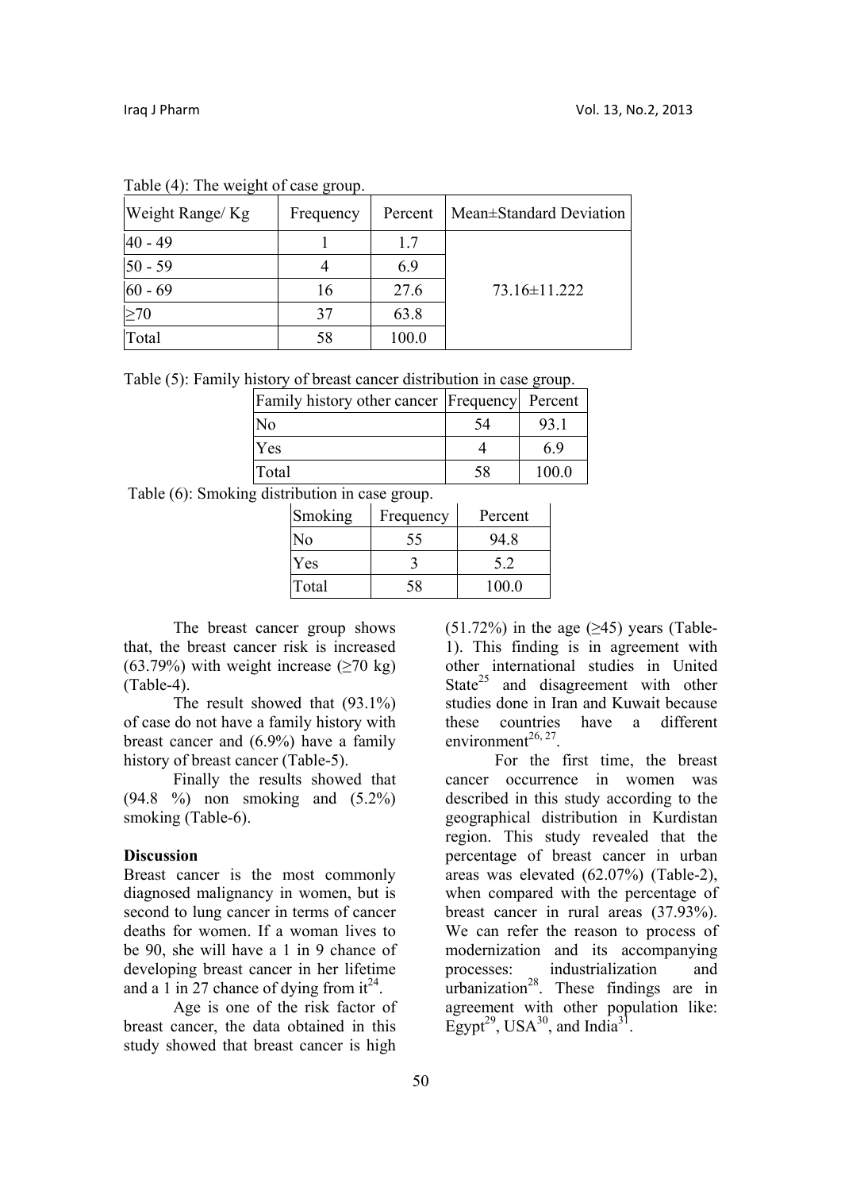Table (4): The weight of case group.

| Weight Range/ Kg | Frequency | Percent | Mean±Standard Deviation |
|---|---|---|---|
| 40 - 49 | 1 | 1.7 | 73.16±11.222 |
| 50 - 59 | 4 | 6.9 | |
| 60 - 69 | 16 | 27.6 | |
| ≥70 | 37 | 63.8 | |
| Total | 58 | 100.0 | |

Table (5): Family history of breast cancer distribution in case group.

| Family history other cancer | Frequency | Percent |
|---|---|---|
| No | 54 | 93.1 |
| Yes | 4 | 6.9 |
| Total | 58 | 100.0 |

Table (6): Smoking distribution in case group.

| Smoking | Frequency | Percent |
|---|---|---|
| No | 55 | 94.8 |
| Yes | 3 | 5.2 |
| Total | 58 | 100.0 |

The breast cancer group shows that, the breast cancer risk is increased (63.79%) with weight increase (≥70 kg) (Table-4).

The result showed that (93.1%) of case do not have a family history with breast cancer and (6.9%) have a family history of breast cancer (Table-5).

Finally the results showed that (94.8 %) non smoking and (5.2%) smoking (Table-6).

**Discussion**

Breast cancer is the most commonly diagnosed malignancy in women, but is second to lung cancer in terms of cancer deaths for women. If a woman lives to be 90, she will have a 1 in 9 chance of developing breast cancer in her lifetime and a 1 in 27 chance of dying from it[24].

Age is one of the risk factor of breast cancer, the data obtained in this study showed that breast cancer is high (51.72%) in the age (≥45) years (Table-1). This finding is in agreement with other international studies in United State[25] and disagreement with other studies done in Iran and Kuwait because these countries have a different environment[26, 27].

For the first time, the breast cancer occurrence in women was described in this study according to the geographical distribution in Kurdistan region. This study revealed that the percentage of breast cancer in urban areas was elevated (62.07%) (Table-2), when compared with the percentage of breast cancer in rural areas (37.93%). We can refer the reason to process of modernization and its accompanying processes: industrialization and urbanization[28]. These findings are in agreement with other population like: Egypt[29], USA[30], and India[31].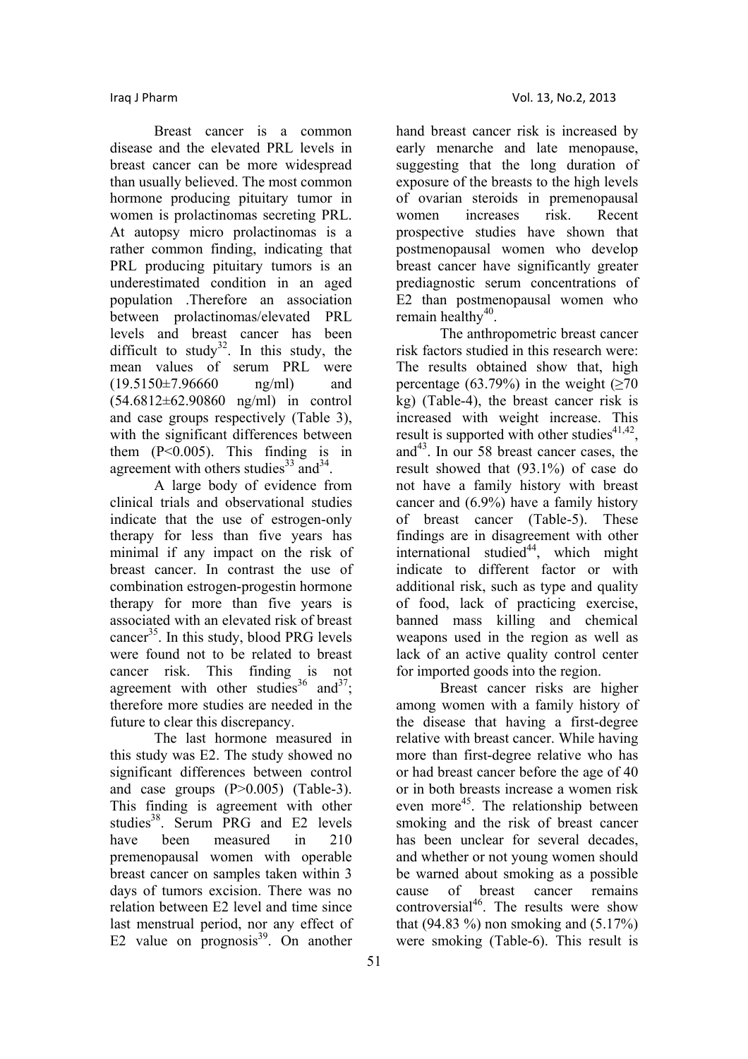Breast cancer is a common disease and the elevated PRL levels in breast cancer can be more widespread than usually believed. The most common hormone producing pituitary tumor in women is prolactinomas secreting PRL. At autopsy micro prolactinomas is a rather common finding, indicating that PRL producing pituitary tumors is an underestimated condition in an aged population .Therefore an association between prolactinomas/elevated PRL levels and breast cancer has been difficult to study[32]. In this study, the mean values of serum PRL were (19.5150±7.96660 ng/ml) and (54.6812±62.90860 ng/ml) in control and case groups respectively (Table 3), with the significant differences between them ($P<0.005$). This finding is in agreement with others studies[33] and[34].

A large body of evidence from clinical trials and observational studies indicate that the use of estrogen-only therapy for less than five years has minimal if any impact on the risk of breast cancer. In contrast the use of combination estrogen-progestin hormone therapy for more than five years is associated with an elevated risk of breast cancer[35]. In this study, blood PRG levels were found not to be related to breast cancer risk. This finding is not agreement with other studies[36] and[37]; therefore more studies are needed in the future to clear this discrepancy.

The last hormone measured in this study was E2. The study showed no significant differences between control and case groups ($P>0.005$) (Table-3). This finding is agreement with other studies[38]. Serum PRG and E2 levels have been measured in 210 premenopausal women with operable breast cancer on samples taken within 3 days of tumors excision. There was no relation between E2 level and time since last menstrual period, nor any effect of E2 value on prognosis[39]. On another hand breast cancer risk is increased by early menarche and late menopause, suggesting that the long duration of exposure of the breasts to the high levels of ovarian steroids in premenopausal women increases risk. Recent prospective studies have shown that postmenopausal women who develop breast cancer have significantly greater prediagnostic serum concentrations of E2 than postmenopausal women who remain healthy[40].

The anthropometric breast cancer risk factors studied in this research were: The results obtained show that, high percentage (63.79%) in the weight (≥70 kg) (Table-4), the breast cancer risk is increased with weight increase. This result is supported with other studies[41,42], and[43]. In our 58 breast cancer cases, the result showed that (93.1%) of case do not have a family history with breast cancer and (6.9%) have a family history of breast cancer (Table-5). These findings are in disagreement with other international studied[44], which might indicate to different factor or with additional risk, such as type and quality of food, lack of practicing exercise, banned mass killing and chemical weapons used in the region as well as lack of an active quality control center for imported goods into the region.

Breast cancer risks are higher among women with a family history of the disease that having a first-degree relative with breast cancer. While having more than first-degree relative who has or had breast cancer before the age of 40 or in both breasts increase a women risk even more[45]. The relationship between smoking and the risk of breast cancer has been unclear for several decades, and whether or not young women should be warned about smoking as a possible cause of breast cancer remains controversial[46]. The results were show that (94.83 %) non smoking and (5.17%) were smoking (Table-6). This result is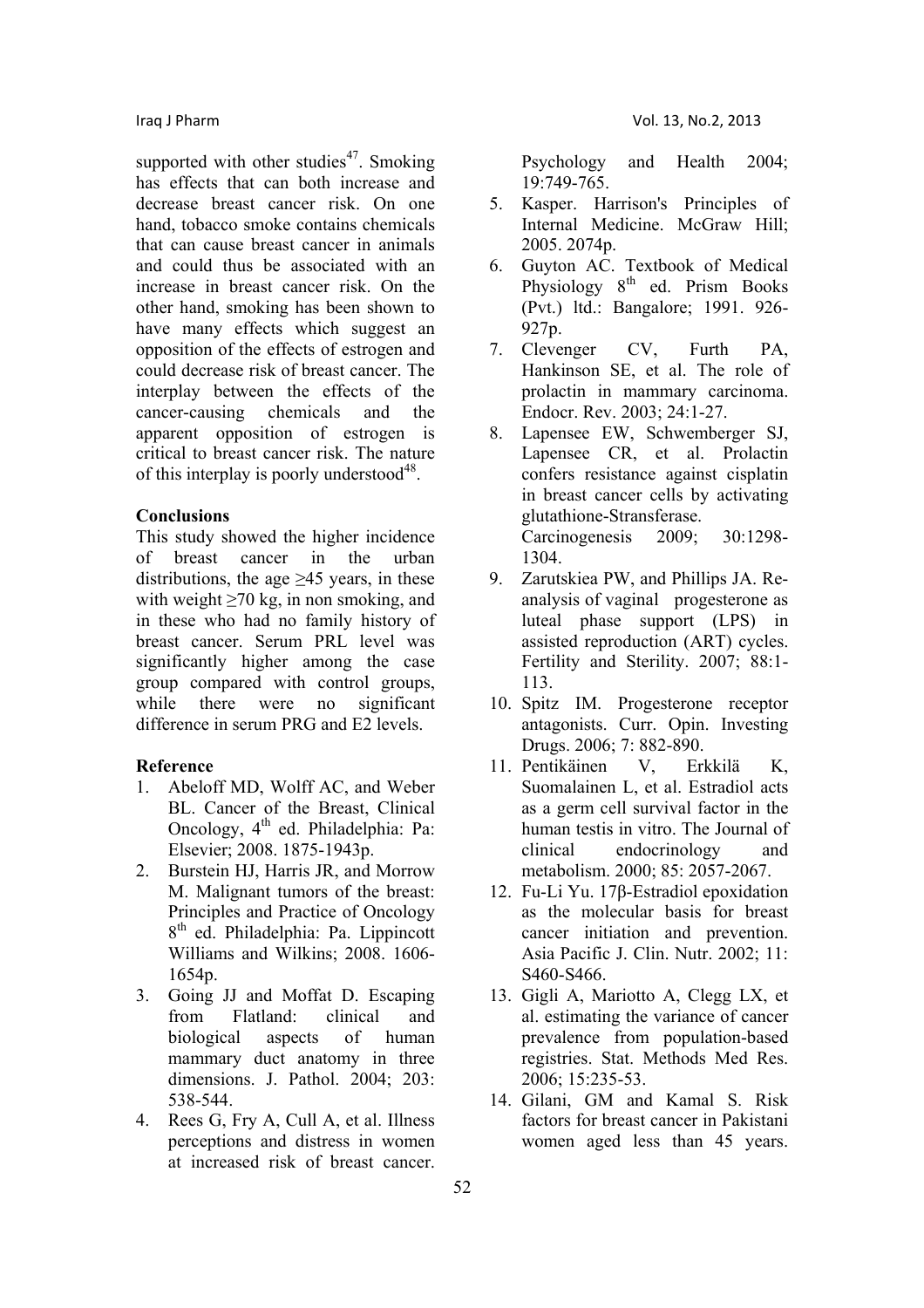supported with other studies[47]. Smoking has effects that can both increase and decrease breast cancer risk. On one hand, tobacco smoke contains chemicals that can cause breast cancer in animals and could thus be associated with an increase in breast cancer risk. On the other hand, smoking has been shown to have many effects which suggest an opposition of the effects of estrogen and could decrease risk of breast cancer. The interplay between the effects of the cancer-causing chemicals and the apparent opposition of estrogen is critical to breast cancer risk. The nature of this interplay is poorly understood[48].

**Conclusions**

This study showed the higher incidence of breast cancer in the urban distributions, the age ≥45 years, in these with weight ≥70 kg, in non smoking, and in these who had no family history of breast cancer. Serum PRL level was significantly higher among the case group compared with control groups, while there were no significant difference in serum PRG and E2 levels.

**Reference**

1. Abeloff MD, Wolff AC, and Weber BL. Cancer of the Breast, Clinical Oncology, 4th ed. Philadelphia: Pa: Elsevier; 2008. 1875-1943p.
2. Burstein HJ, Harris JR, and Morrow M. Malignant tumors of the breast: Principles and Practice of Oncology 8th ed. Philadelphia: Pa. Lippincott Williams and Wilkins; 2008. 1606-1654p.
3. Going JJ and Moffat D. Escaping from Flatland: clinical and biological aspects of human mammary duct anatomy in three dimensions. J. Pathol. 2004; 203: 538-544.
4. Rees G, Fry A, Cull A, et al. Illness perceptions and distress in women at increased risk of breast cancer. Psychology and Health 2004; 19:749-765.
5. Kasper. Harrison's Principles of Internal Medicine. McGraw Hill; 2005. 2074p.
6. Guyton AC. Textbook of Medical Physiology 8th ed. Prism Books (Pvt.) ltd.: Bangalore; 1991. 926-927p.
7. Clevenger CV, Furth PA, Hankinson SE, et al. The role of prolactin in mammary carcinoma. Endocr. Rev. 2003; 24:1-27.
8. Lapensee EW, Schwemberger SJ, Lapensee CR, et al. Prolactin confers resistance against cisplatin in breast cancer cells by activating glutathione-Stransferase. Carcinogenesis 2009; 30:1298-1304.
9. Zarutskiea PW, and Phillips JA. Re-analysis of vaginal progesterone as luteal phase support (LPS) in assisted reproduction (ART) cycles. Fertility and Sterility. 2007; 88:1-113.
10. Spitz IM. Progesterone receptor antagonists. Curr. Opin. Investing Drugs. 2006; 7: 882-890.
11. Pentikäinen V, Erkkilä K, Suomalainen L, et al. Estradiol acts as a germ cell survival factor in the human testis in vitro. The Journal of clinical endocrinology and metabolism. 2000; 85: 2057-2067.
12. Fu-Li Yu. 17β-Estradiol epoxidation as the molecular basis for breast cancer initiation and prevention. Asia Pacific J. Clin. Nutr. 2002; 11: S460-S466.
13. Gigli A, Mariotto A, Clegg LX, et al. estimating the variance of cancer prevalence from population-based registries. Stat. Methods Med Res. 2006; 15:235-53.
14. Gilani, GM and Kamal S. Risk factors for breast cancer in Pakistani women aged less than 45 years.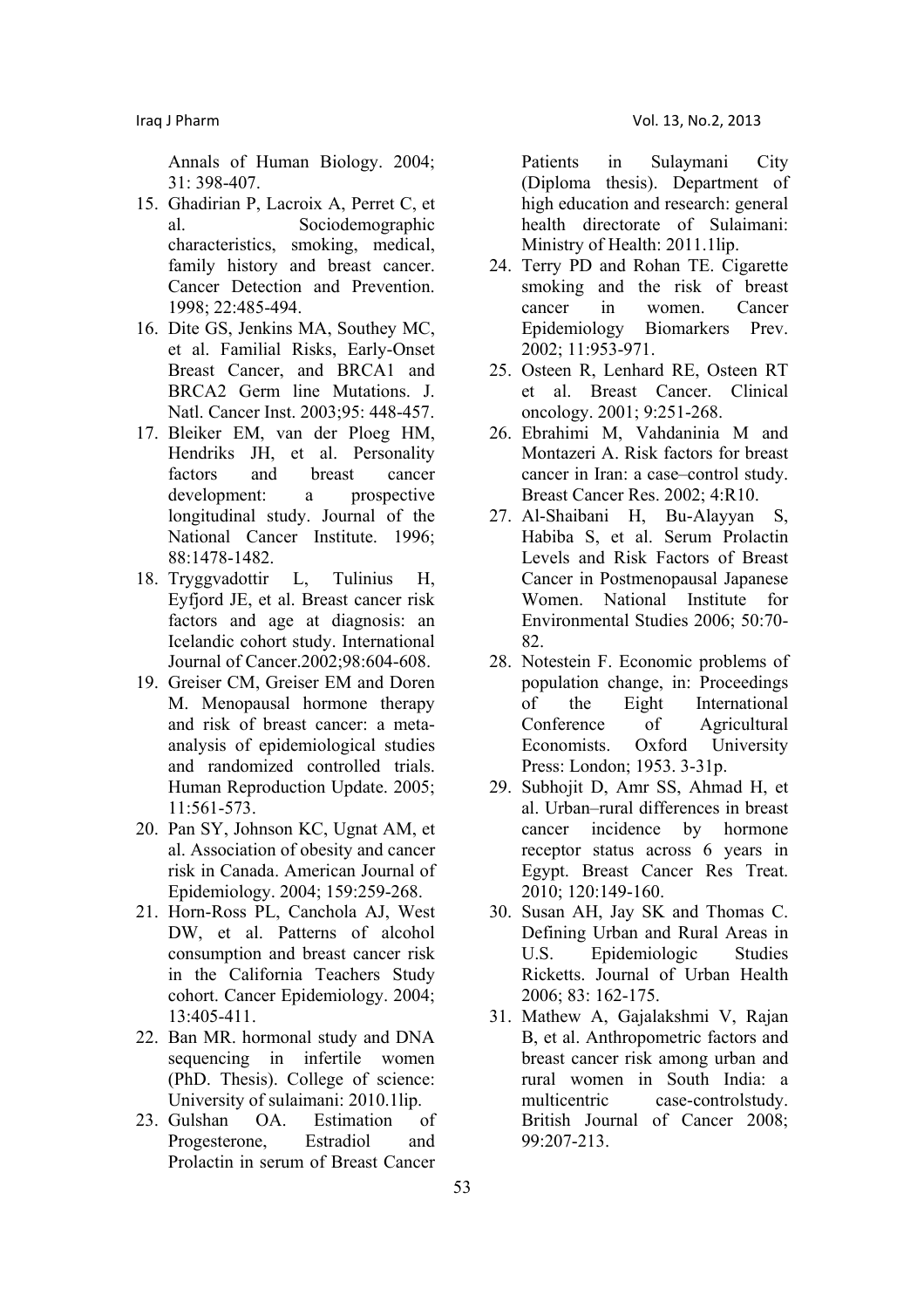Annals of Human Biology. 2004; 31: 398-407.

15. Ghadirian P, Lacroix A, Perret C, et al. Sociodemographic characteristics, smoking, medical, family history and breast cancer. Cancer Detection and Prevention. 1998; 22:485-494.
16. Dite GS, Jenkins MA, Southey MC, et al. Familial Risks, Early-Onset Breast Cancer, and BRCA1 and BRCA2 Germ line Mutations. J. Natl. Cancer Inst. 2003;95: 448-457.
17. Bleiker EM, van der Ploeg HM, Hendriks JH, et al. Personality factors and breast cancer development: a prospective longitudinal study. Journal of the National Cancer Institute. 1996; 88:1478-1482.
18. Tryggvadottir L, Tulinius H, Eyfjord JE, et al. Breast cancer risk factors and age at diagnosis: an Icelandic cohort study. International Journal of Cancer.2002;98:604-608.
19. Greiser CM, Greiser EM and Doren M. Menopausal hormone therapy and risk of breast cancer: a meta-analysis of epidemiological studies and randomized controlled trials. Human Reproduction Update. 2005; 11:561-573.
20. Pan SY, Johnson KC, Ugnat AM, et al. Association of obesity and cancer risk in Canada. American Journal of Epidemiology. 2004; 159:259-268.
21. Horn-Ross PL, Canchola AJ, West DW, et al. Patterns of alcohol consumption and breast cancer risk in the California Teachers Study cohort. Cancer Epidemiology. 2004; 13:405-411.
22. Ban MR. hormonal study and DNA sequencing in infertile women (PhD. Thesis). College of science: University of sulaimani: 2010.1lip.
23. Gulshan OA. Estimation of Progesterone, Estradiol and Prolactin in serum of Breast Cancer Patients in Sulaymani City (Diploma thesis). Department of high education and research: general health directorate of Sulaimani: Ministry of Health: 2011.1lip.
24. Terry PD and Rohan TE. Cigarette smoking and the risk of breast cancer in women. Cancer Epidemiology Biomarkers Prev. 2002; 11:953-971.
25. Osteen R, Lenhard RE, Osteen RT et al. Breast Cancer. Clinical oncology. 2001; 9:251-268.
26. Ebrahimi M, Vahdaninia M and Montazeri A. Risk factors for breast cancer in Iran: a case–control study. Breast Cancer Res. 2002; 4:R10.
27. Al-Shaibani H, Bu-Alayyan S, Habiba S, et al. Serum Prolactin Levels and Risk Factors of Breast Cancer in Postmenopausal Japanese Women. National Institute for Environmental Studies 2006; 50:70-82.
28. Notestein F. Economic problems of population change, in: Proceedings of the Eight International Conference of Agricultural Economists. Oxford University Press: London; 1953. 3-31p.
29. Subhojit D, Amr SS, Ahmad H, et al. Urban–rural differences in breast cancer incidence by hormone receptor status across 6 years in Egypt. Breast Cancer Res Treat. 2010; 120:149-160.
30. Susan AH, Jay SK and Thomas C. Defining Urban and Rural Areas in U.S. Epidemiologic Studies Ricketts. Journal of Urban Health 2006; 83: 162-175.
31. Mathew A, Gajalakshmi V, Rajan B, et al. Anthropometric factors and breast cancer risk among urban and rural women in South India: a multicentric case-controlstudy. British Journal of Cancer 2008; 99:207-213.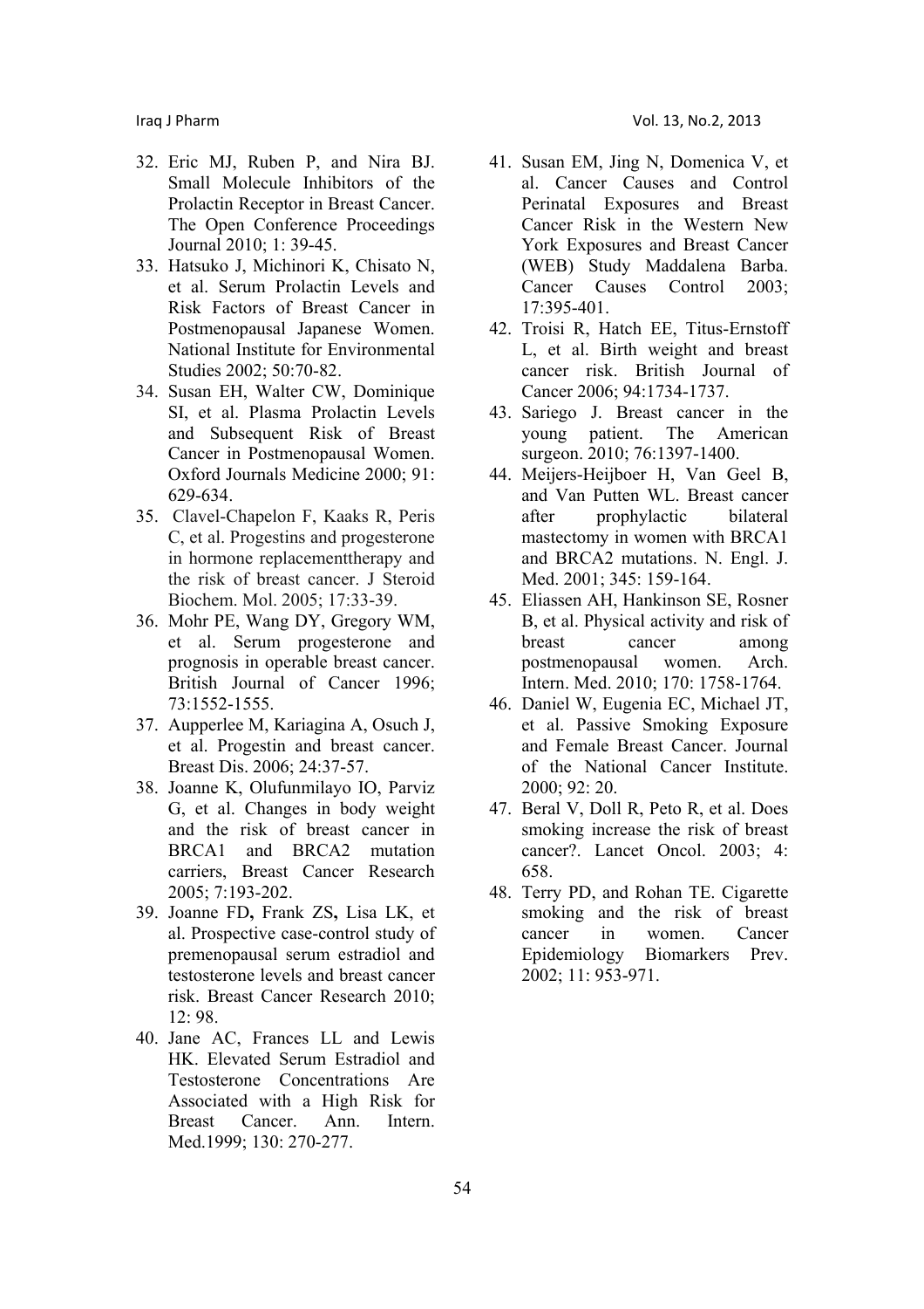32. Eric MJ, Ruben P, and Nira BJ. Small Molecule Inhibitors of the Prolactin Receptor in Breast Cancer. The Open Conference Proceedings Journal 2010; 1: 39-45.
33. Hatsuko J, Michinori K, Chisato N, et al. Serum Prolactin Levels and Risk Factors of Breast Cancer in Postmenopausal Japanese Women. National Institute for Environmental Studies 2002; 50:70-82.
34. Susan EH, Walter CW, Dominique SI, et al. Plasma Prolactin Levels and Subsequent Risk of Breast Cancer in Postmenopausal Women. Oxford Journals Medicine 2000; 91: 629-634.
35. Clavel-Chapelon F, Kaaks R, Peris C, et al. Progestins and progesterone in hormone replacementtherapy and the risk of breast cancer. J Steroid Biochem. Mol. 2005; 17:33-39.
36. Mohr PE, Wang DY, Gregory WM, et al. Serum progesterone and prognosis in operable breast cancer. British Journal of Cancer 1996; 73:1552-1555.
37. Aupperlee M, Kariagina A, Osuch J, et al. Progestin and breast cancer. Breast Dis. 2006; 24:37-57.
38. Joanne K, Olufunmilayo IO, Parviz G, et al. Changes in body weight and the risk of breast cancer in BRCA1 and BRCA2 mutation carriers, Breast Cancer Research 2005; 7:193-202.
39. Joanne FD**,** Frank ZS**,** Lisa LK, et al. Prospective case-control study of premenopausal serum estradiol and testosterone levels and breast cancer risk. Breast Cancer Research 2010; 12: 98.
40. Jane AC, Frances LL and Lewis HK. Elevated Serum Estradiol and Testosterone Concentrations Are Associated with a High Risk for Breast Cancer. Ann. Intern. Med.1999; 130: 270-277.
41. Susan EM, Jing N, Domenica V, et al. Cancer Causes and Control Perinatal Exposures and Breast Cancer Risk in the Western New York Exposures and Breast Cancer (WEB) Study Maddalena Barba. Cancer Causes Control 2003; 17:395-401.
42. Troisi R, Hatch EE, Titus-Ernstoff L, et al. Birth weight and breast cancer risk. British Journal of Cancer 2006; 94:1734-1737.
43. Sariego J. Breast cancer in the young patient. The American surgeon. 2010; 76:1397-1400.
44. Meijers-Heijboer H, Van Geel B, and Van Putten WL. Breast cancer after prophylactic bilateral mastectomy in women with BRCA1 and BRCA2 mutations. N. Engl. J. Med. 2001; 345: 159-164.
45. Eliassen AH, Hankinson SE, Rosner B, et al. Physical activity and risk of breast cancer among postmenopausal women. Arch. Intern. Med. 2010; 170: 1758-1764.
46. Daniel W, Eugenia EC, Michael JT, et al. Passive Smoking Exposure and Female Breast Cancer. Journal of the National Cancer Institute. 2000; 92: 20.
47. Beral V, Doll R, Peto R, et al. Does smoking increase the risk of breast cancer?. Lancet Oncol. 2003; 4: 658.
48. Terry PD, and Rohan TE. Cigarette smoking and the risk of breast cancer in women. Cancer Epidemiology Biomarkers Prev. 2002; 11: 953-971.